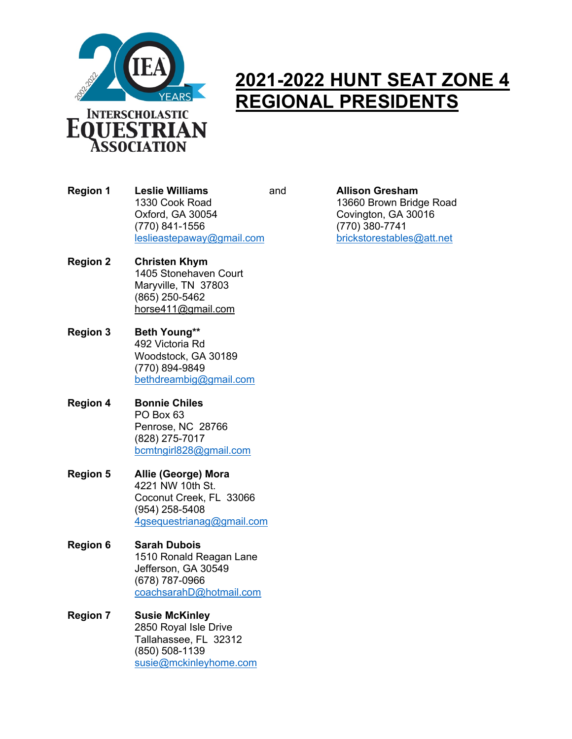# 2021-2022 HUNT SEAT ZONE 4 REGIONAL PRESIDENTS

**Region 1**

**Leslie Williams**
1330 Cook Road
Oxford, GA 30054
(770) 841-1556
leslieastepaway@gmail.com

and

**Allison Gresham**
13660 Brown Bridge Road
Covington, GA 30016
(770) 380-7741
brickstorestables@att.net

**Region 2**

**Christen Khym**
1405 Stonehaven Court
Maryville, TN 37803
(865) 250-5462
horse411@gmail.com

**Region 3**

**Beth Young****
492 Victoria Rd
Woodstock, GA 30189
(770) 894-9849
bethdreambig@gmail.com

**Region 4**

**Bonnie Chiles**
PO Box 63
Penrose, NC 28766
(828) 275-7017
bcmtngirl828@gmail.com

**Region 5**

**Allie (George) Mora**
4221 NW 10th St.
Coconut Creek, FL 33066
(954) 258-5408
4gsequestrianag@gmail.com

**Region 6**

**Sarah Dubois**
1510 Ronald Reagan Lane
Jefferson, GA 30549
(678) 787-0966
coachsarahD@hotmail.com

**Region 7**

**Susie McKinley**
2850 Royal Isle Drive
Tallahassee, FL 32312
(850) 508-1139
susie@mckinleyhome.com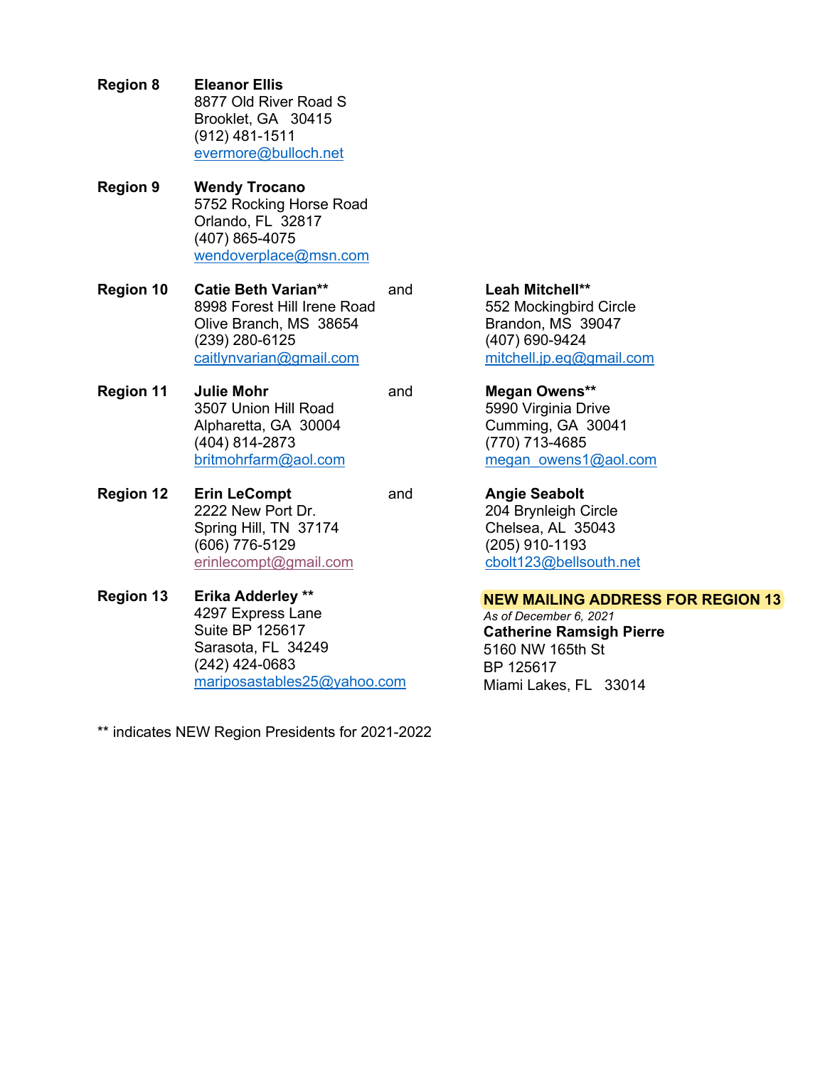**Region 8**

**Eleanor Ellis**
8877 Old River Road S
Brooklet, GA 30415
(912) 481-1511
evermore@bulloch.net

**Region 9**

**Wendy Trocano**
5752 Rocking Horse Road
Orlando, FL 32817
(407) 865-4075
wendoverplace@msn.com

**Region 10**

**Catie Beth Varian**\*\*
8998 Forest Hill Irene Road
Olive Branch, MS 38654
(239) 280-6125
caitlynvarian@gmail.com

and

**Leah Mitchell**\*\*
552 Mockingbird Circle
Brandon, MS 39047
(407) 690-9424
mitchell.jp.eq@gmail.com

**Region 11**

**Julie Mohr**
3507 Union Hill Road
Alpharetta, GA 30004
(404) 814-2873
britmohrfarm@aol.com

and

**Megan Owens**\*\*
5990 Virginia Drive
Cumming, GA 30041
(770) 713-4685
megan_owens1@aol.com

**Region 12**

**Erin LeCompt**
2222 New Port Dr.
Spring Hill, TN 37174
(606) 776-5129
erinlecompt@gmail.com

and

**Angie Seabolt**
204 Brynleigh Circle
Chelsea, AL 35043
(205) 910-1193
cbolt123@bellsouth.net

**Region 13**

**Erika Adderley** \*\*
4297 Express Lane
Suite BP 125617
Sarasota, FL 34249
(242) 424-0683
mariposastables25@yahoo.com

**NEW MAILING ADDRESS FOR REGION 13**
*As of December 6, 2021*
**Catherine Ramsigh Pierre**
5160 NW 165th St
BP 125617
Miami Lakes, FL 33014

\*\* indicates NEW Region Presidents for 2021-2022